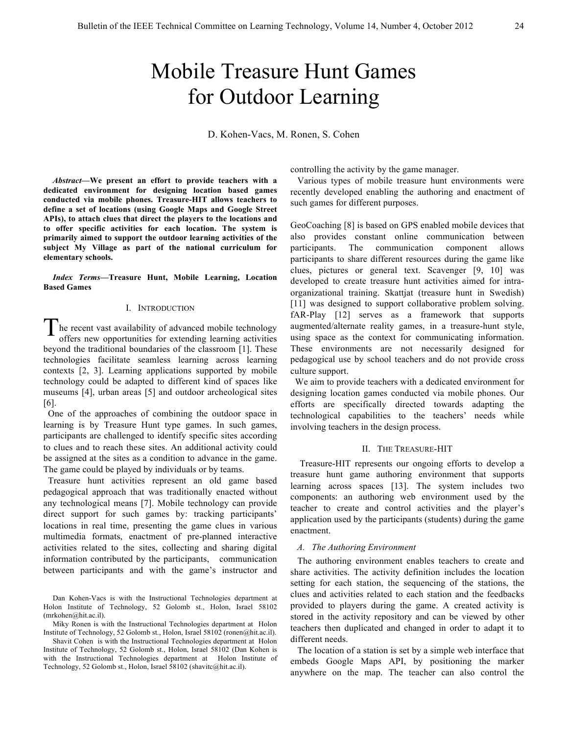# Mobile Treasure Hunt Games for Outdoor Learning

D. Kohen-Vacs, M. Ronen, S. Cohen

***Abstract*—We present an effort to provide teachers with a dedicated environment for designing location based games conducted via mobile phones. Treasure-HIT allows teachers to define a set of locations (using Google Maps and Google Street APIs), to attach clues that direct the players to the locations and to offer specific activities for each location. The system is primarily aimed to support the outdoor learning activities of the subject My Village as part of the national curriculum for elementary schools.**

***Index Terms*—Treasure Hunt, Mobile Learning, Location Based Games**

## I. Introduction

The recent vast availability of advanced mobile technology offers new opportunities for extending learning activities beyond the traditional boundaries of the classroom [1]. These technologies facilitate seamless learning across learning contexts [2, 3]. Learning applications supported by mobile technology could be adapted to different kind of spaces like museums [4], urban areas [5] and outdoor archeological sites [6].

One of the approaches of combining the outdoor space in learning is by Treasure Hunt type games. In such games, participants are challenged to identify specific sites according to clues and to reach these sites. An additional activity could be assigned at the sites as a condition to advance in the game. The game could be played by individuals or by teams.

Treasure hunt activities represent an old game based pedagogical approach that was traditionally enacted without any technological means [7]. Mobile technology can provide direct support for such games by: tracking participants' locations in real time, presenting the game clues in various multimedia formats, enactment of pre-planned interactive activities related to the sites, collecting and sharing digital information contributed by the participants, communication between participants and with the game's instructor and controlling the activity by the game manager.

Various types of mobile treasure hunt environments were recently developed enabling the authoring and enactment of such games for different purposes.

GeoCoaching [8] is based on GPS enabled mobile devices that also provides constant online communication between participants. The communication component allows participants to share different resources during the game like clues, pictures or general text. Scavenger [9, 10] was developed to create treasure hunt activities aimed for intra-organizational training. Skattjat (treasure hunt in Swedish) [11] was designed to support collaborative problem solving. fAR-Play [12] serves as a framework that supports augmented/alternate reality games, in a treasure-hunt style, using space as the context for communicating information. These environments are not necessarily designed for pedagogical use by school teachers and do not provide cross culture support.

We aim to provide teachers with a dedicated environment for designing location games conducted via mobile phones. Our efforts are specifically directed towards adapting the technological capabilities to the teachers' needs while involving teachers in the design process.

## II. The Treasure-HIT

Treasure-HIT represents our ongoing efforts to develop a treasure hunt game authoring environment that supports learning across spaces [13]. The system includes two components: an authoring web environment used by the teacher to create and control activities and the player's application used by the participants (students) during the game enactment.

### A. The Authoring Environment

The authoring environment enables teachers to create and share activities. The activity definition includes the location setting for each station, the sequencing of the stations, the clues and activities related to each station and the feedbacks provided to players during the game. A created activity is stored in the activity repository and can be viewed by other teachers then duplicated and changed in order to adapt it to different needs.

The location of a station is set by a simple web interface that embeds Google Maps API, by positioning the marker anywhere on the map. The teacher can also control the

Dan Kohen-Vacs is with the Instructional Technologies department at Holon Institute of Technology, 52 Golomb st., Holon, Israel 58102 (mrkohen@hit.ac.il).

Miky Ronen is with the Instructional Technologies department at Holon Institute of Technology, 52 Golomb st., Holon, Israel 58102 (ronen@hit.ac.il).

Shavit Cohen is with the Instructional Technologies department at Holon Institute of Technology, 52 Golomb st., Holon, Israel 58102 (Dan Kohen is with the Instructional Technologies department at Holon Institute of Technology, 52 Golomb st., Holon, Israel 58102 (shavitc@hit.ac.il).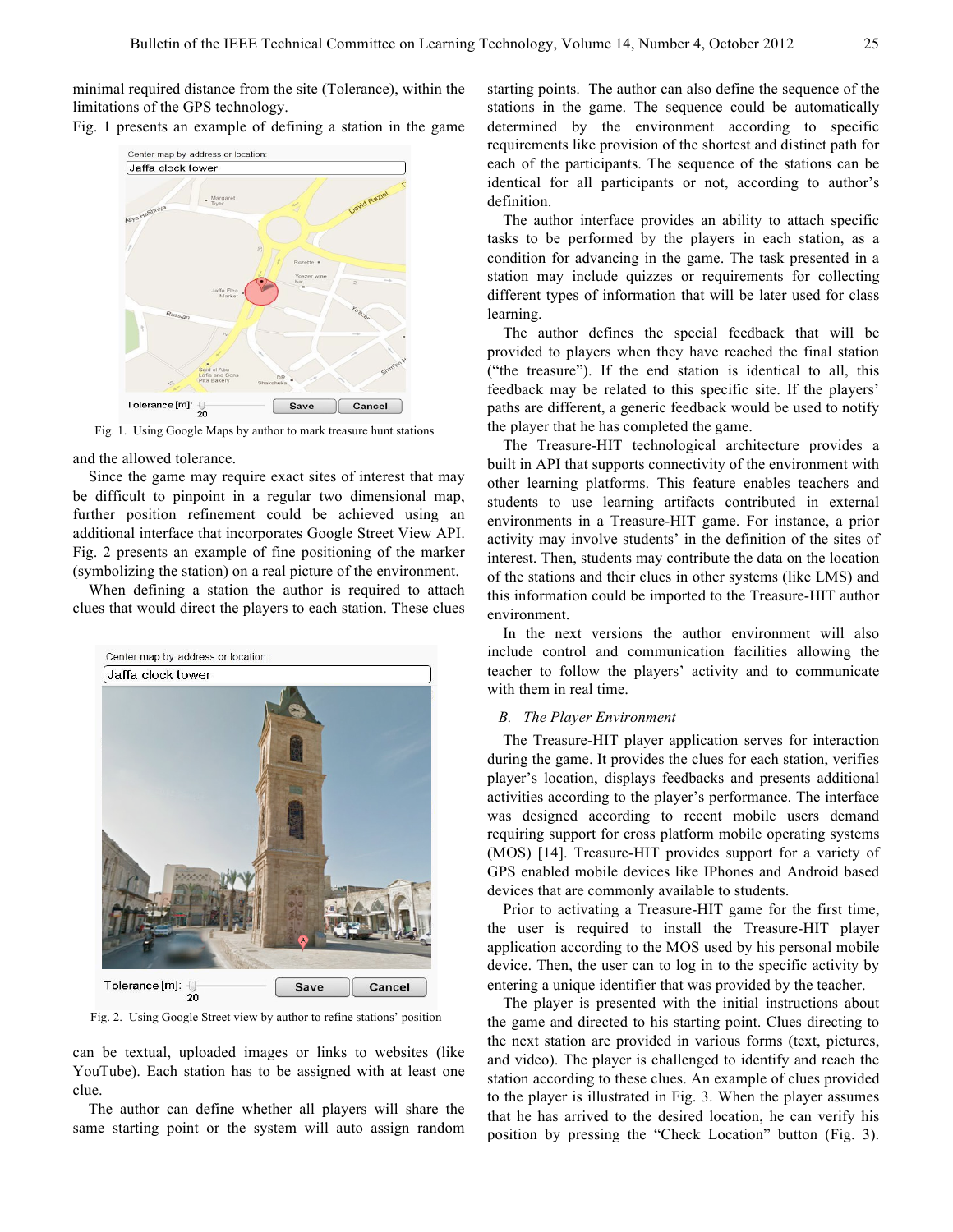minimal required distance from the site (Tolerance), within the limitations of the GPS technology.

Fig. 1 presents an example of defining a station in the game and the allowed tolerance.

Fig. 1. Using Google Maps by author to mark treasure hunt stations

Since the game may require exact sites of interest that may be difficult to pinpoint in a regular two dimensional map, further position refinement could be achieved using an additional interface that incorporates Google Street View API. Fig. 2 presents an example of fine positioning of the marker (symbolizing the station) on a real picture of the environment.

When defining a station the author is required to attach clues that would direct the players to each station. These clues can be textual, uploaded images or links to websites (like YouTube). Each station has to be assigned with at least one clue.

Fig. 2. Using Google Street view by author to refine stations' position

The author can define whether all players will share the same starting point or the system will auto assign random starting points. The author can also define the sequence of the stations in the game. The sequence could be automatically determined by the environment according to specific requirements like provision of the shortest and distinct path for each of the participants. The sequence of the stations can be identical for all participants or not, according to author's definition.

The author interface provides an ability to attach specific tasks to be performed by the players in each station, as a condition for advancing in the game. The task presented in a station may include quizzes or requirements for collecting different types of information that will be later used for class learning.

The author defines the special feedback that will be provided to players when they have reached the final station ("the treasure"). If the end station is identical to all, this feedback may be related to this specific site. If the players' paths are different, a generic feedback would be used to notify the player that he has completed the game.

The Treasure-HIT technological architecture provides a built in API that supports connectivity of the environment with other learning platforms. This feature enables teachers and students to use learning artifacts contributed in external environments in a Treasure-HIT game. For instance, a prior activity may involve students' in the definition of the sites of interest. Then, students may contribute the data on the location of the stations and their clues in other systems (like LMS) and this information could be imported to the Treasure-HIT author environment.

In the next versions the author environment will also include control and communication facilities allowing the teacher to follow the players' activity and to communicate with them in real time.

### *B. The Player Environment*

The Treasure-HIT player application serves for interaction during the game. It provides the clues for each station, verifies player's location, displays feedbacks and presents additional activities according to the player's performance. The interface was designed according to recent mobile users demand requiring support for cross platform mobile operating systems (MOS) [14]. Treasure-HIT provides support for a variety of GPS enabled mobile devices like IPhones and Android based devices that are commonly available to students.

Prior to activating a Treasure-HIT game for the first time, the user is required to install the Treasure-HIT player application according to the MOS used by his personal mobile device. Then, the user can to log in to the specific activity by entering a unique identifier that was provided by the teacher.

The player is presented with the initial instructions about the game and directed to his starting point. Clues directing to the next station are provided in various forms (text, pictures, and video). The player is challenged to identify and reach the station according to these clues. An example of clues provided to the player is illustrated in Fig. 3. When the player assumes that he has arrived to the desired location, he can verify his position by pressing the "Check Location" button (Fig. 3).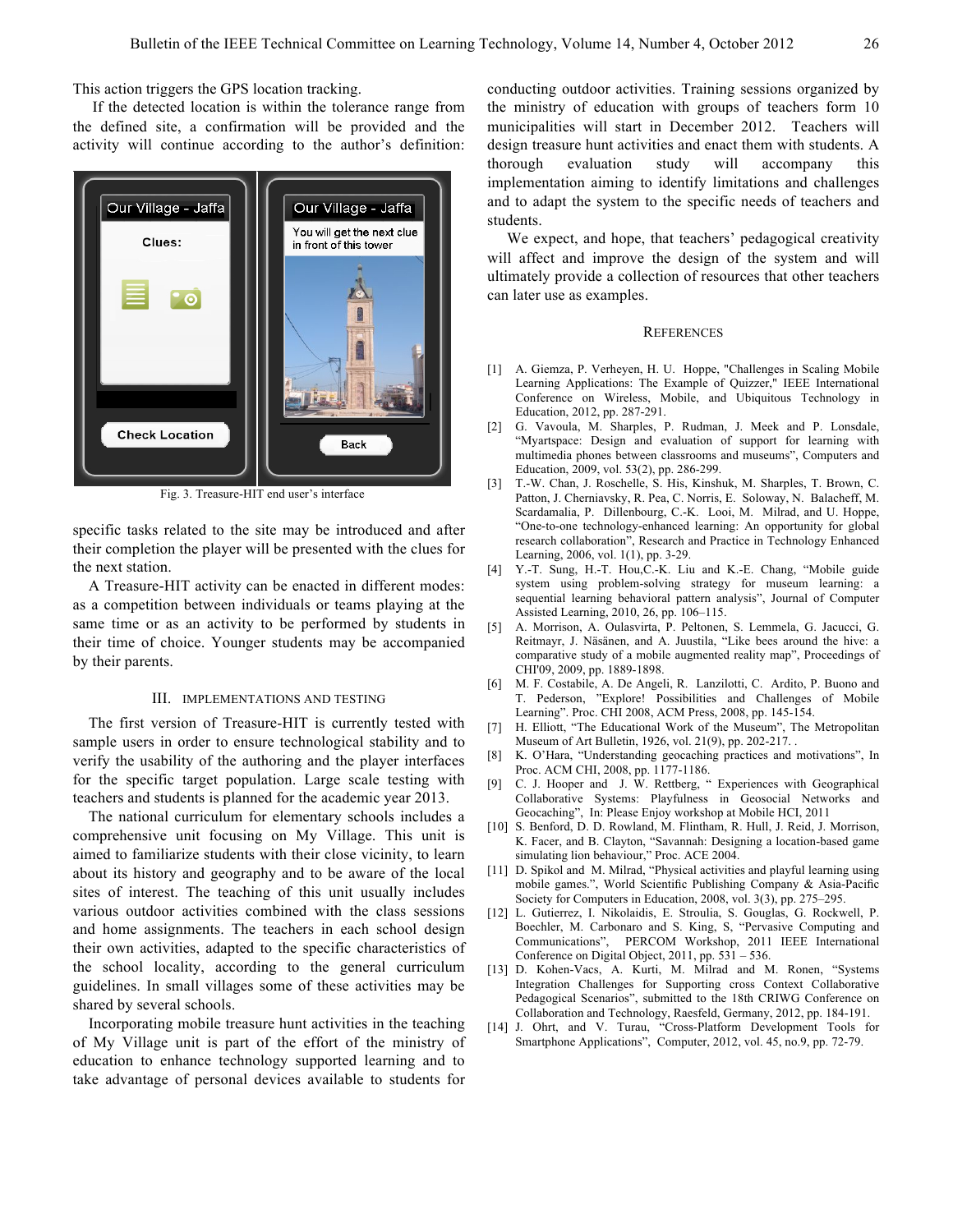This action triggers the GPS location tracking.

If the detected location is within the tolerance range from the defined site, a confirmation will be provided and the activity will continue according to the author's definition:

Our Village - Jaffa

Clues:

Check Location

Our Village - Jaffa

You will get the next clue in front of this tower

Back

Fig. 3. Treasure-HIT end user's interface

specific tasks related to the site may be introduced and after their completion the player will be presented with the clues for the next station.

A Treasure-HIT activity can be enacted in different modes: as a competition between individuals or teams playing at the same time or as an activity to be performed by students in their time of choice. Younger students may be accompanied by their parents.

## III. Implementations and Testing

The first version of Treasure-HIT is currently tested with sample users in order to ensure technological stability and to verify the usability of the authoring and the player interfaces for the specific target population. Large scale testing with teachers and students is planned for the academic year 2013.

The national curriculum for elementary schools includes a comprehensive unit focusing on My Village. This unit is aimed to familiarize students with their close vicinity, to learn about its history and geography and to be aware of the local sites of interest. The teaching of this unit usually includes various outdoor activities combined with the class sessions and home assignments. The teachers in each school design their own activities, adapted to the specific characteristics of the school locality, according to the general curriculum guidelines. In small villages some of these activities may be shared by several schools.

Incorporating mobile treasure hunt activities in the teaching of My Village unit is part of the effort of the ministry of education to enhance technology supported learning and to take advantage of personal devices available to students for conducting outdoor activities. Training sessions organized by the ministry of education with groups of teachers form 10 municipalities will start in December 2012. Teachers will design treasure hunt activities and enact them with students. A thorough evaluation study will accompany this implementation aiming to identify limitations and challenges and to adapt the system to the specific needs of teachers and students.

We expect, and hope, that teachers' pedagogical creativity will affect and improve the design of the system and will ultimately provide a collection of resources that other teachers can later use as examples.

## References

[1] A. Giemza, P. Verheyen, H. U. Hoppe, "Challenges in Scaling Mobile Learning Applications: The Example of Quizzer," IEEE International Conference on Wireless, Mobile, and Ubiquitous Technology in Education, 2012, pp. 287-291.

[2] G. Vavoula, M. Sharples, P. Rudman, J. Meek and P. Lonsdale, "Myartspace: Design and evaluation of support for learning with multimedia phones between classrooms and museums", Computers and Education, 2009, vol. 53(2), pp. 286-299.

[3] T.-W. Chan, J. Roschelle, S. His, Kinshuk, M. Sharples, T. Brown, C. Patton, J. Cherniavsky, R. Pea, C. Norris, E. Soloway, N. Balacheff, M. Scardamalia, P. Dillenbourg, C.-K. Looi, M. Milrad, and U. Hoppe, "One-to-one technology-enhanced learning: An opportunity for global research collaboration", Research and Practice in Technology Enhanced Learning, 2006, vol. 1(1), pp. 3-29.

[4] Y.-T. Sung, H.-T. Hou,C.-K. Liu and K.-E. Chang, "Mobile guide system using problem-solving strategy for museum learning: a sequential learning behavioral pattern analysis", Journal of Computer Assisted Learning, 2010, 26, pp. 106–115.

[5] A. Morrison, A. Oulasvirta, P. Peltonen, S. Lemmela, G. Jacucci, G. Reitmayr, J. Näsänen, and A. Juustila, "Like bees around the hive: a comparative study of a mobile augmented reality map", Proceedings of CHI'09, 2009, pp. 1889-1898.

[6] M. F. Costabile, A. De Angeli, R. Lanzilotti, C. Ardito, P. Buono and T. Pederson, "Explore! Possibilities and Challenges of Mobile Learning". Proc. CHI 2008, ACM Press, 2008, pp. 145-154.

[7] H. Elliott, "The Educational Work of the Museum", The Metropolitan Museum of Art Bulletin, 1926, vol. 21(9), pp. 202-217. .

[8] K. O'Hara, "Understanding geocaching practices and motivations", In Proc. ACM CHI, 2008, pp. 1177-1186.

[9] C. J. Hooper and J. W. Rettberg, " Experiences with Geographical Collaborative Systems: Playfulness in Geosocial Networks and Geocaching", In: Please Enjoy workshop at Mobile HCI, 2011

[10] S. Benford, D. D. Rowland, M. Flintham, R. Hull, J. Reid, J. Morrison, K. Facer, and B. Clayton, "Savannah: Designing a location-based game simulating lion behaviour," Proc. ACE 2004.

[11] D. Spikol and M. Milrad, "Physical activities and playful learning using mobile games.", World Scientific Publishing Company & Asia-Pacific Society for Computers in Education, 2008, vol. 3(3), pp. 275–295.

[12] L. Gutierrez, I. Nikolaidis, E. Stroulia, S. Gouglas, G. Rockwell, P. Boechler, M. Carbonaro and S. King, S, "Pervasive Computing and Communications", PERCOM Workshop, 2011 IEEE International Conference on Digital Object, 2011, pp. 531 – 536.

[13] D. Kohen-Vacs, A. Kurti, M. Milrad and M. Ronen, "Systems Integration Challenges for Supporting cross Context Collaborative Pedagogical Scenarios", submitted to the 18th CRIWG Conference on Collaboration and Technology, Raesfeld, Germany, 2012, pp. 184-191.

[14] J. Ohrt, and V. Turau, "Cross-Platform Development Tools for Smartphone Applications", Computer, 2012, vol. 45, no.9, pp. 72-79.